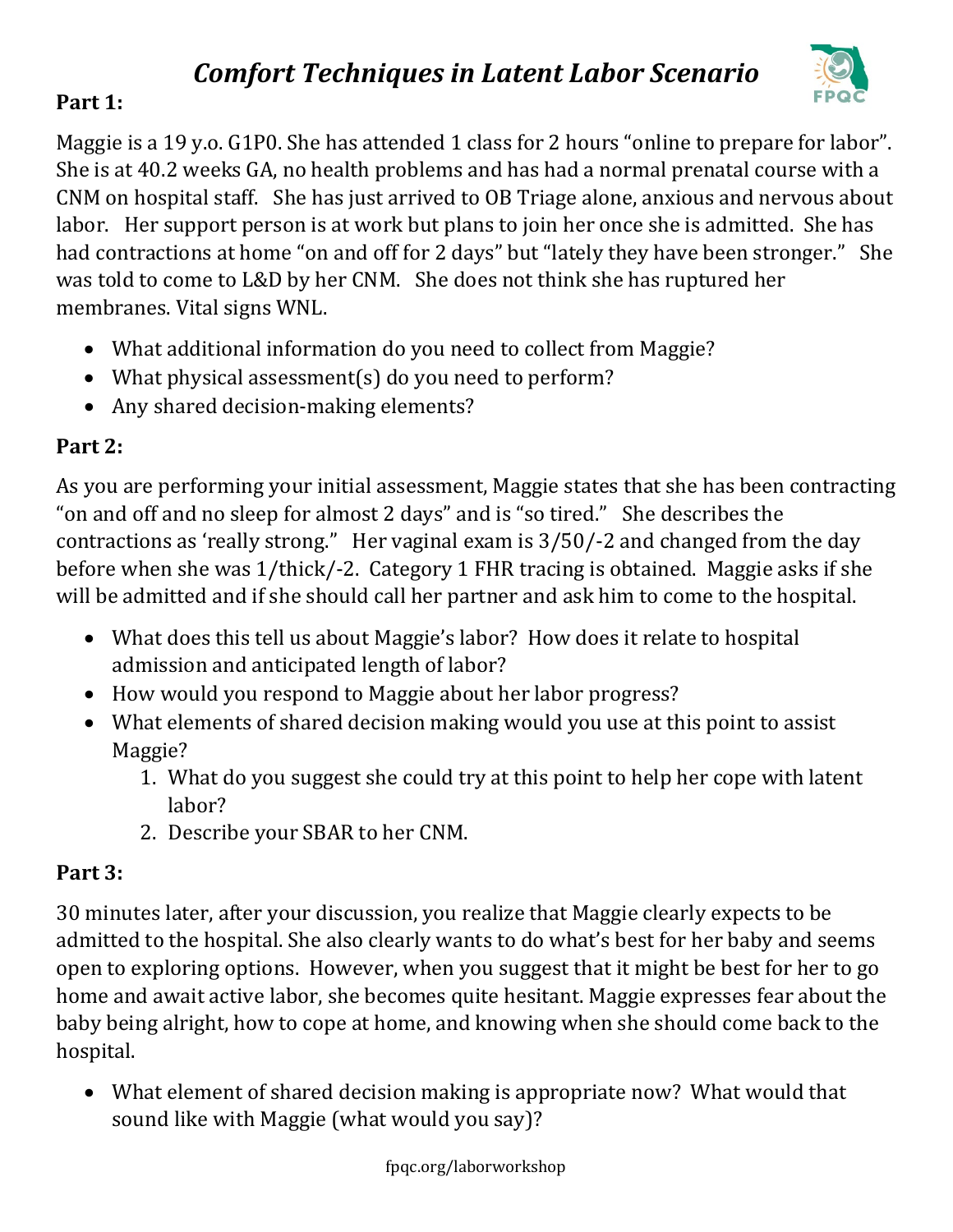# *Comfort Techniques in Latent Labor Scenario*

**Part 1:**

Maggie is a 19 y.o. G1P0. She has attended 1 class for 2 hours "online to prepare for labor". She is at 40.2 weeks GA, no health problems and has had a normal prenatal course with a CNM on hospital staff. She has just arrived to OB Triage alone, anxious and nervous about labor. Her support person is at work but plans to join her once she is admitted. She has had contractions at home "on and off for 2 days" but "lately they have been stronger." She was told to come to L&D by her CNM. She does not think she has ruptured her membranes. Vital signs WNL.

- What additional information do you need to collect from Maggie?
- What physical assessment(s) do you need to perform?
- Any shared decision-making elements?

**Part 2:**

As you are performing your initial assessment, Maggie states that she has been contracting "on and off and no sleep for almost 2 days" and is "so tired." She describes the contractions as 'really strong." Her vaginal exam is 3/50/-2 and changed from the day before when she was 1/thick/-2. Category 1 FHR tracing is obtained. Maggie asks if she will be admitted and if she should call her partner and ask him to come to the hospital.

- What does this tell us about Maggie's labor? How does it relate to hospital admission and anticipated length of labor?
- How would you respond to Maggie about her labor progress?
- What elements of shared decision making would you use at this point to assist Maggie?
  1. What do you suggest she could try at this point to help her cope with latent labor?
  2. Describe your SBAR to her CNM.

**Part 3:**

30 minutes later, after your discussion, you realize that Maggie clearly expects to be admitted to the hospital. She also clearly wants to do what's best for her baby and seems open to exploring options. However, when you suggest that it might be best for her to go home and await active labor, she becomes quite hesitant. Maggie expresses fear about the baby being alright, how to cope at home, and knowing when she should come back to the hospital.

- What element of shared decision making is appropriate now? What would that sound like with Maggie (what would you say)?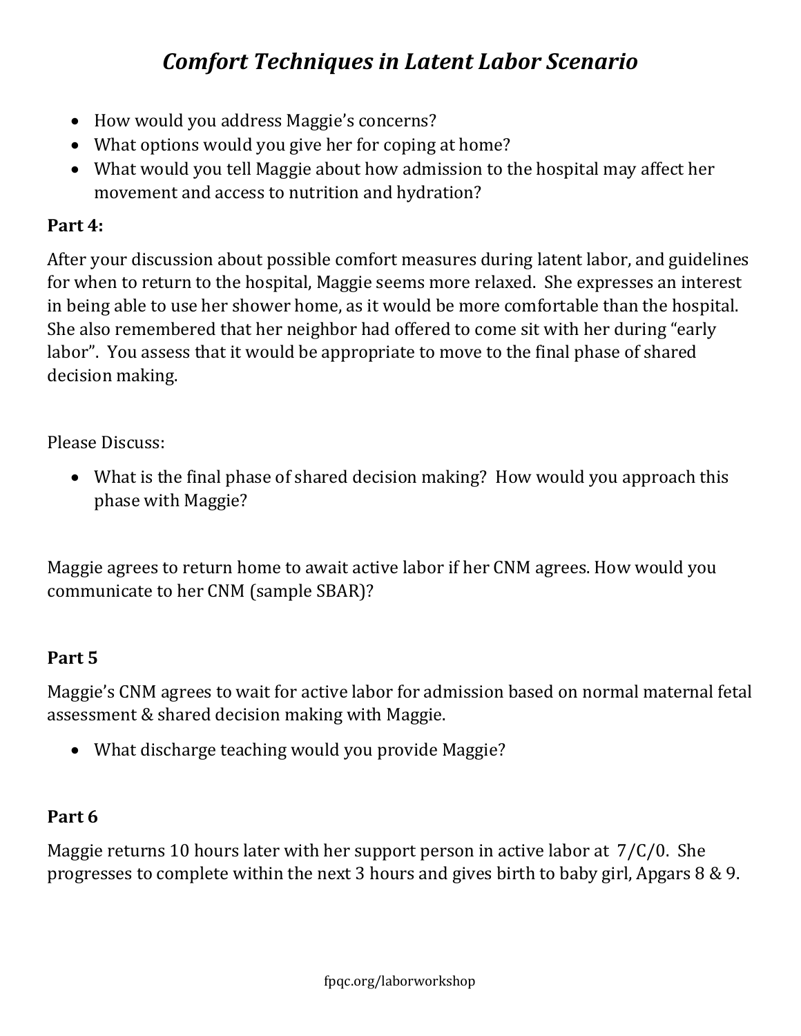# *Comfort Techniques in Latent Labor Scenario*

- How would you address Maggie's concerns?
- What options would you give her for coping at home?
- What would you tell Maggie about how admission to the hospital may affect her movement and access to nutrition and hydration?

**Part 4:**

After your discussion about possible comfort measures during latent labor, and guidelines for when to return to the hospital, Maggie seems more relaxed. She expresses an interest in being able to use her shower home, as it would be more comfortable than the hospital. She also remembered that her neighbor had offered to come sit with her during "early labor". You assess that it would be appropriate to move to the final phase of shared decision making.

Please Discuss:

- What is the final phase of shared decision making? How would you approach this phase with Maggie?

Maggie agrees to return home to await active labor if her CNM agrees. How would you communicate to her CNM (sample SBAR)?

**Part 5**

Maggie's CNM agrees to wait for active labor for admission based on normal maternal fetal assessment & shared decision making with Maggie.

- What discharge teaching would you provide Maggie?

**Part 6**

Maggie returns 10 hours later with her support person in active labor at 7/C/0. She progresses to complete within the next 3 hours and gives birth to baby girl, Apgars 8 & 9.